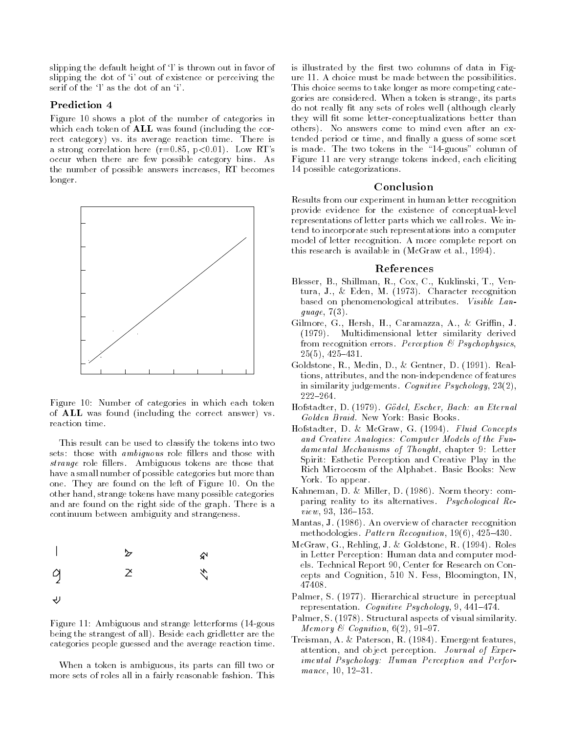slipping the default height of 'l' is thrown out in favor of slipping the dot of 'i' out of existence or perceiving the serif of the 'l' as the dot of an 'i'.

### Prediction 4

Figure 10 shows a plot of the number of categories in which each token of **ALL** was found (including the correct category) vs. its average reaction time. There is a strong correlation here ($r=0.85$, $p<0.01$). Low RT's occur when there are few possible category bins. As the number of possible answers increases, RT becomes longer.

Figure 10: Number of categories in which each token of **ALL** was found (including the correct answer) vs. reaction time.

This result can be used to classify the tokens into two sets: those with *ambiguous* role fillers and those with *strange* role fillers. Ambiguous tokens are those that have a small number of possible categories but more than one. They are found on the left of Figure 10. On the other hand, strange tokens have many possible categories and are found on the right side of the graph. There is a continuum between ambiguity and strangeness.

Figure 11: Ambiguous and strange letterforms (14-gous being the strangest of all). Beside each gridletter are the categories people guessed and the average reaction time.

When a token is ambiguous, its parts can fill two or more sets of roles all in a fairly reasonable fashion. This is illustrated by the first two columns of data in Figure 11. A choice must be made between the possibilities. This choice seems to take longer as more competing categories are considered. When a token is strange, its parts do not really fit any sets of roles well (although clearly they will fit some letter-conceptualizations better than others). No answers come to mind even after an extended period or time, and finally a guess of some sort is made. The two tokens in the "14-guous" column of Figure 11 are very strange tokens indeed, each eliciting 14 possible categorizations.

## Conclusion

Results from our experiment in human letter recognition provide evidence for the existence of conceptual-level representations of letter parts which we call roles. We intend to incorporate such representations into a computer model of letter recognition. A more complete report on this research is available in (McGraw et al., 1994).

## References

Blesser, B., Shillman, R., Cox, C., Kuklinski, T., Ventura, J., & Eden, M. (1973). Character recognition based on phenomenological attributes. *Visible Language*, 7(3).

Gilmore, G., Hersh, H., Caramazza, A., & Griffin, J. (1979). Multidimensional letter similarity derived from recognition errors. *Perception & Psychophysics*, 25(5), 425–431.

Goldstone, R., Medin, D., & Gentner, D. (1991). Realtions, attributes, and the non-independence of features in similarity judgements. *Cognitive Psychology*, 23(2), 222–264.

Hofstadter, D. (1979). *Gödel, Escher, Bach: an Eternal Golden Braid*. New York: Basic Books.

Hofstadter, D. & McGraw, G. (1994). *Fluid Concepts and Creative Analogies: Computer Models of the Fundamental Mechanisms of Thought*, chapter 9: Letter Spirit: Esthetic Perception and Creative Play in the Rich Microcosm of the Alphabet. Basic Books: New York. To appear.

Kahneman, D. & Miller, D. (1986). Norm theory: comparing reality to its alternatives. *Psychological Review*, 93, 136–153.

Mantas, J. (1986). An overview of character recognition methodologies. *Pattern Recognition*, 19(6), 425–430.

McGraw, G., Rehling, J. & Goldstone, R. (1994). Roles in Letter Perception: Human data and computer models. Technical Report 90, Center for Research on Concepts and Cognition, 510 N. Fess, Bloomington, IN, 47408.

Palmer, S. (1977). Hierarchical structure in perceptual representation. *Cognitive Psychology*, 9, 441–474.

Palmer, S. (1978). Structural aspects of visual similarity. *Memory & Cognition*, 6(2), 91–97.

Treisman, A. & Paterson, R. (1984). Emergent features, attention, and object perception. *Journal of Experimental Psychology: Human Perception and Performance*, 10, 12–31.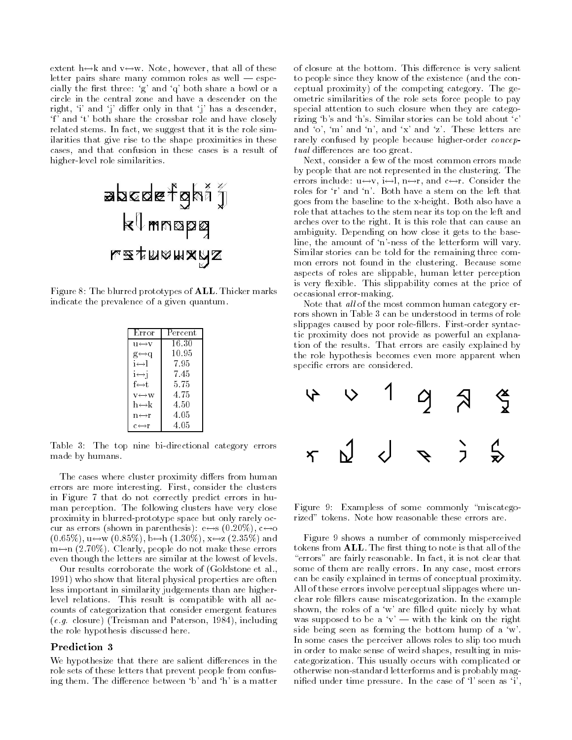extent h↔k and v↔w. Note, however, that all of these letter pairs share many common roles as well — especially the first three: 'g' and 'q' both share a bowl or a circle in the central zone and have a descender on the right, 'i' and 'j' differ only in that 'j' has a descender, 'f' and 't' both share the crossbar role and have closely related stems. In fact, we suggest that it is the role similarities that give rise to the shape proximities in these cases, and that confusion in these cases is a result of higher-level role similarities.

Figure 8: The blurred prototypes of **ALL**. Thicker marks indicate the prevalence of a given quantum.

| Error | Percent |
|---|---|
| u↔v | 16.30 |
| g↔q | 10.95 |
| i↔l | 7.95 |
| i↔j | 7.45 |
| f↔t | 5.75 |
| v↔w | 4.75 |
| h↔k | 4.50 |
| n↔r | 4.05 |
| c↔r | 4.05 |

Table 3: The top nine bi-directional category errors made by humans.

The cases where cluster proximity differs from human errors are more interesting. First, consider the clusters in Figure 7 that do not correctly predict errors in human perception. The following clusters have very close proximity in blurred-prototype space but only rarely occur as errors (shown in parenthesis): e↔s (0.20%), c↔o (0.65%), u↔w (0.85%), b↔h (1.30%), x↔z (2.35%) and m↔n (2.70%). Clearly, people do not make these errors even though the letters are similar at the lowest of levels.

Our results corroborate the work of (Goldstone et al., 1991) who show that literal physical properties are often less important in similarity judgements than are higher-level relations. This result is compatible with all accounts of categorization that consider emergent features (*e.g.* closure) (Treisman and Paterson, 1984), including the role hypothesis discussed here.

### Prediction 3

We hypothesize that there are salient differences in the role sets of these letters that prevent people from confusing them. The difference between 'b' and 'h' is a matter of closure at the bottom. This difference is very salient to people since they know of the existence (and the conceptual proximity) of the competing category. The geometric similarities of the role sets force people to pay special attention to such closure when they are categorizing 'b's and 'h's. Similar stories can be told about 'c' and 'o', 'm' and 'n', and 'x' and 'z'. These letters are rarely confused by people because higher-order *conceptual* differences are too great.

Next, consider a few of the most common errors made by people that are not represented in the clustering. The errors include: u↔v, i↔l, n↔r, and c↔r. Consider the roles for 'r' and 'n'. Both have a stem on the left that goes from the baseline to the x-height. Both also have a role that attaches to the stem near its top on the left and arches over to the right. It is this role that can cause an ambiguity. Depending on how close it gets to the baseline, the amount of 'n'-ness of the letterform will vary. Similar stories can be told for the remaining three common errors not found in the clustering. Because some aspects of roles are slippable, human letter perception is very flexible. This slippability comes at the price of occasional error-making.

Note that *all* of the most common human category errors shown in Table 3 can be understood in terms of role slippages caused by poor role-fillers. First-order syntactic proximity does not provide as powerful an explanation of the results. That errors are easily explained by the role hypothesis becomes even more apparent when specific errors are considered.

Figure 9: Exampless of some commonly "miscategorized" tokens. Note how reasonable these errors are.

Figure 9 shows a number of commonly misperceived tokens from **ALL**. The first thing to note is that all of the "errors" are fairly reasonable. In fact, it is not clear that some of them are really errors. In any case, most errors can be easily explained in terms of conceptual proximity. All of these errors involve perceptual slippages where unclear role fillers cause miscategorization. In the example shown, the roles of a 'w' are filled quite nicely by what was supposed to be a 'v' — with the kink on the right side being seen as forming the bottom hump of a 'w'. In some cases the perceiver allows roles to slip too much in order to make sense of weird shapes, resulting in miscategorization. This usually occurs with complicated or otherwise non-standard letterforms and is probably magnified under time pressure. In the case of 'l' seen as 'i',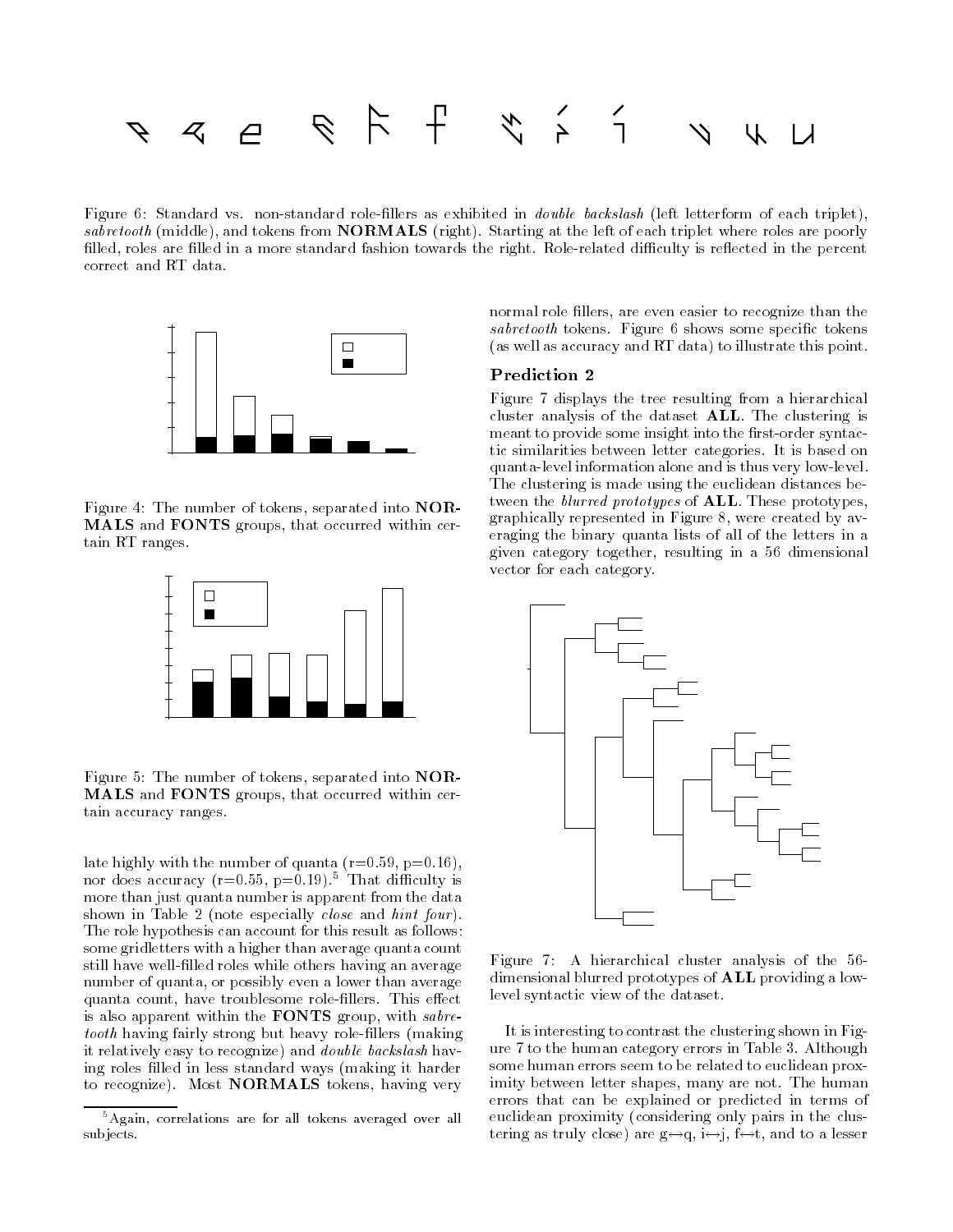Figure 6: Standard vs. non-standard role-fillers as exhibited in *double backslash* (left letterform of each triplet), *sabretooth* (middle), and tokens from **NORMALS** (right). Starting at the left of each triplet where roles are poorly filled, roles are filled in a more standard fashion towards the right. Role-related difficulty is reflected in the percent correct and RT data.

Figure 4: The number of tokens, separated into **NORMALS** and **FONTS** groups, that occurred within certain RT ranges.

Figure 5: The number of tokens, separated into **NORMALS** and **FONTS** groups, that occurred within certain accuracy ranges.

late highly with the number of quanta (r=0.59, p=0.16), nor does accuracy (r=0.55, p=0.19).[5] That difficulty is more than just quanta number is apparent from the data shown in Table 2 (note especially *close* and *hint four*). The role hypothesis can account for this result as follows: some gridletters with a higher than average quanta count still have well-filled roles while others having an average number of quanta, or possibly even a lower than average quanta count, have troublesome role-fillers. This effect is also apparent within the **FONTS** group, with *sabretooth* having fairly strong but heavy role-fillers (making it relatively easy to recognize) and *double backslash* having roles filled in less standard ways (making it harder to recognize). Most **NORMALS** tokens, having very normal role fillers, are even easier to recognize than the *sabretooth* tokens. Figure 6 shows some specific tokens (as well as accuracy and RT data) to illustrate this point.

[5] Again, correlations are for all tokens averaged over all subjects.

## Prediction 2

Figure 7 displays the tree resulting from a hierarchical cluster analysis of the dataset **ALL**. The clustering is meant to provide some insight into the first-order syntactic similarities between letter categories. It is based on quanta-level information alone and is thus very low-level. The clustering is made using the euclidean distances between the *blurred prototypes* of **ALL**. These prototypes, graphically represented in Figure 8, were created by averaging the binary quanta lists of all of the letters in a given category together, resulting in a 56 dimensional vector for each category.

Figure 7: A hierarchical cluster analysis of the 56-dimensional blurred prototypes of **ALL** providing a low-level syntactic view of the dataset.

It is interesting to contrast the clustering shown in Figure 7 to the human category errors in Table 3. Although some human errors seem to be related to euclidean proximity between letter shapes, many are not. The human errors that can be explained or predicted in terms of euclidean proximity (considering only pairs in the clustering as truly close) are g↔q, i↔j, f↔t, and to a lesser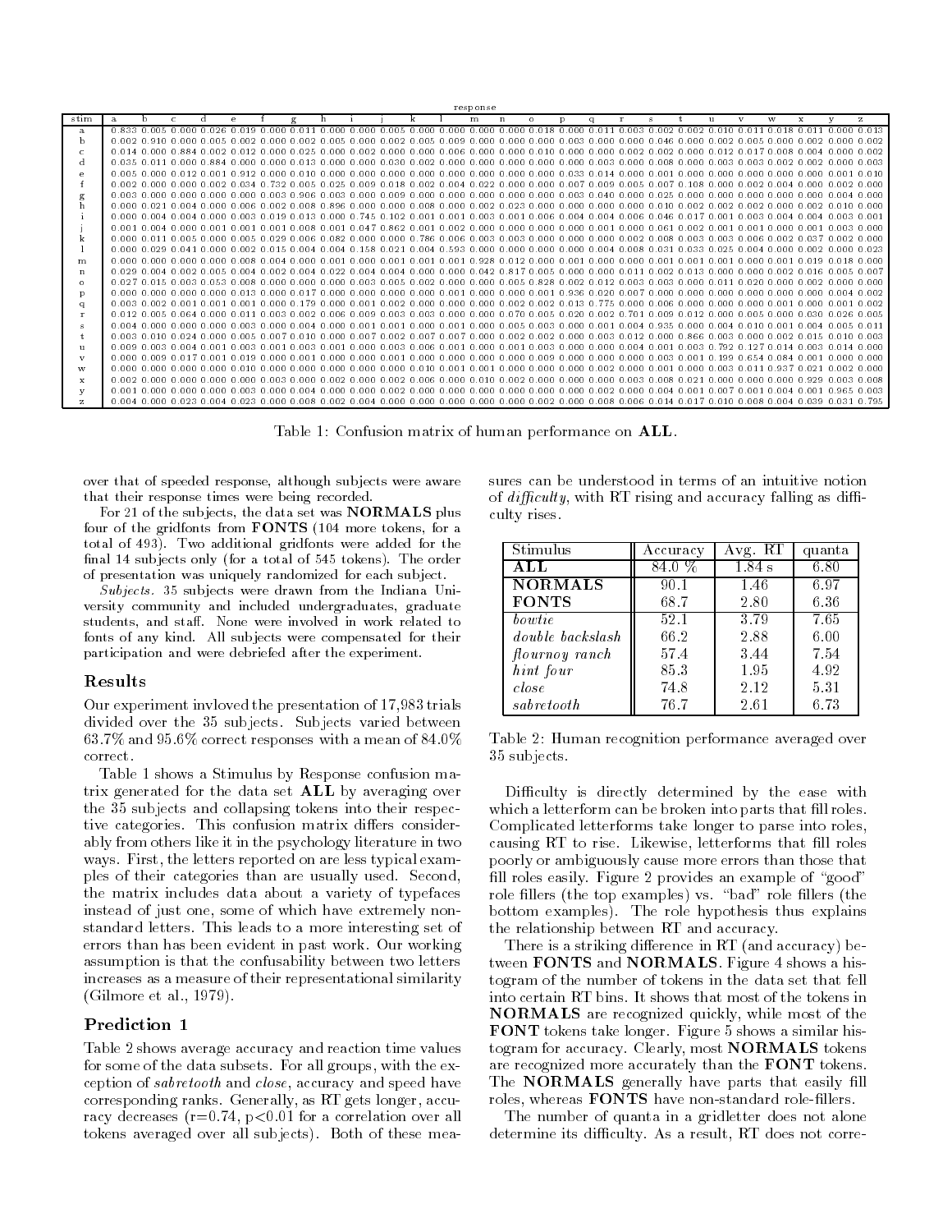| | response | | | | | | | | | | | | | | | | | | | | | | | | | |
|---|---|---|---|---|---|---|---|---|---|---|---|---|---|---|---|---|---|---|---|---|---|---|---|---|---|---|
| stim | a | b | c | d | e | f | g | h | i | j | k | l | m | n | o | p | q | r | s | t | u | v | w | x | y | z |
| a | 0.833 | 0.005 | 0.000 | 0.026 | 0.019 | 0.000 | 0.011 | 0.000 | 0.000 | 0.005 | 0.000 | 0.000 | 0.000 | 0.000 | 0.018 | 0.000 | 0.011 | 0.003 | 0.002 | 0.002 | 0.010 | 0.011 | 0.018 | 0.011 | 0.000 | 0.013 |
| b | 0.002 | 0.910 | 0.000 | 0.005 | 0.002 | 0.000 | 0.002 | 0.005 | 0.000 | 0.002 | 0.005 | 0.009 | 0.000 | 0.000 | 0.000 | 0.003 | 0.000 | 0.000 | 0.046 | 0.000 | 0.002 | 0.005 | 0.000 | 0.002 | 0.000 | 0.002 |
| c | 0.014 | 0.000 | 0.884 | 0.002 | 0.012 | 0.000 | 0.025 | 0.000 | 0.002 | 0.000 | 0.000 | 0.006 | 0.000 | 0.000 | 0.010 | 0.000 | 0.000 | 0.002 | 0.002 | 0.000 | 0.012 | 0.017 | 0.008 | 0.004 | 0.000 | 0.002 |
| d | 0.035 | 0.011 | 0.000 | 0.884 | 0.000 | 0.000 | 0.013 | 0.000 | 0.000 | 0.030 | 0.002 | 0.000 | 0.000 | 0.000 | 0.000 | 0.000 | 0.003 | 0.000 | 0.008 | 0.000 | 0.003 | 0.003 | 0.002 | 0.002 | 0.000 | 0.003 |
| e | 0.005 | 0.000 | 0.012 | 0.001 | 0.912 | 0.000 | 0.010 | 0.000 | 0.000 | 0.000 | 0.000 | 0.000 | 0.000 | 0.000 | 0.000 | 0.000 | 0.033 | 0.014 | 0.000 | 0.001 | 0.000 | 0.000 | 0.000 | 0.000 | 0.001 | 0.010 |
| f | 0.002 | 0.000 | 0.000 | 0.002 | 0.034 | 0.732 | 0.005 | 0.025 | 0.009 | 0.018 | 0.002 | 0.004 | 0.022 | 0.000 | 0.000 | 0.007 | 0.009 | 0.005 | 0.007 | 0.108 | 0.000 | 0.002 | 0.004 | 0.000 | 0.002 | 0.000 |
| g | 0.003 | 0.000 | 0.000 | 0.000 | 0.000 | 0.003 | 0.906 | 0.003 | 0.000 | 0.009 | 0.000 | 0.000 | 0.000 | 0.000 | 0.003 | 0.040 | 0.000 | 0.025 | 0.000 | 0.000 | 0.000 | 0.000 | 0.000 | 0.000 | 0.004 | 0.000 |
| h | 0.000 | 0.021 | 0.004 | 0.000 | 0.006 | 0.002 | 0.008 | 0.896 | 0.000 | 0.000 | 0.008 | 0.000 | 0.002 | 0.023 | 0.000 | 0.000 | 0.000 | 0.000 | 0.010 | 0.002 | 0.002 | 0.002 | 0.000 | 0.002 | 0.010 | 0.000 |
| i | 0.000 | 0.004 | 0.004 | 0.000 | 0.003 | 0.019 | 0.013 | 0.000 | 0.745 | 0.102 | 0.001 | 0.001 | 0.003 | 0.001 | 0.006 | 0.004 | 0.004 | 0.006 | 0.046 | 0.017 | 0.001 | 0.003 | 0.004 | 0.004 | 0.003 | 0.001 |
| j | 0.001 | 0.004 | 0.000 | 0.001 | 0.001 | 0.001 | 0.008 | 0.001 | 0.047 | 0.862 | 0.001 | 0.002 | 0.000 | 0.000 | 0.000 | 0.000 | 0.001 | 0.000 | 0.061 | 0.002 | 0.001 | 0.001 | 0.000 | 0.001 | 0.003 | 0.000 |
| k | 0.000 | 0.011 | 0.005 | 0.000 | 0.005 | 0.029 | 0.006 | 0.082 | 0.000 | 0.000 | 0.786 | 0.006 | 0.003 | 0.003 | 0.000 | 0.000 | 0.000 | 0.002 | 0.008 | 0.003 | 0.003 | 0.006 | 0.002 | 0.037 | 0.002 | 0.000 |
| l | 0.000 | 0.029 | 0.041 | 0.000 | 0.002 | 0.015 | 0.004 | 0.004 | 0.158 | 0.021 | 0.004 | 0.593 | 0.000 | 0.000 | 0.000 | 0.000 | 0.004 | 0.008 | 0.031 | 0.033 | 0.025 | 0.004 | 0.000 | 0.002 | 0.000 | 0.023 |
| m | 0.000 | 0.000 | 0.000 | 0.000 | 0.008 | 0.004 | 0.000 | 0.001 | 0.000 | 0.001 | 0.001 | 0.001 | 0.928 | 0.012 | 0.000 | 0.001 | 0.000 | 0.000 | 0.001 | 0.001 | 0.001 | 0.000 | 0.001 | 0.019 | 0.018 | 0.000 |
| n | 0.029 | 0.004 | 0.002 | 0.005 | 0.004 | 0.002 | 0.004 | 0.022 | 0.004 | 0.004 | 0.000 | 0.000 | 0.042 | 0.817 | 0.005 | 0.000 | 0.000 | 0.011 | 0.002 | 0.013 | 0.000 | 0.000 | 0.002 | 0.016 | 0.005 | 0.007 |
| o | 0.027 | 0.015 | 0.003 | 0.053 | 0.008 | 0.000 | 0.000 | 0.000 | 0.003 | 0.005 | 0.002 | 0.000 | 0.000 | 0.005 | 0.828 | 0.002 | 0.012 | 0.003 | 0.003 | 0.000 | 0.011 | 0.020 | 0.000 | 0.002 | 0.000 | 0.000 |
| p | 0.000 | 0.000 | 0.000 | 0.000 | 0.013 | 0.000 | 0.017 | 0.000 | 0.000 | 0.000 | 0.000 | 0.001 | 0.000 | 0.000 | 0.001 | 0.936 | 0.020 | 0.007 | 0.000 | 0.000 | 0.000 | 0.000 | 0.000 | 0.000 | 0.004 | 0.002 |
| q | 0.003 | 0.002 | 0.001 | 0.001 | 0.001 | 0.000 | 0.179 | 0.000 | 0.001 | 0.002 | 0.000 | 0.000 | 0.000 | 0.002 | 0.002 | 0.013 | 0.775 | 0.000 | 0.006 | 0.000 | 0.000 | 0.000 | 0.001 | 0.000 | 0.001 | 0.002 |
| r | 0.012 | 0.005 | 0.064 | 0.000 | 0.011 | 0.003 | 0.002 | 0.006 | 0.009 | 0.003 | 0.003 | 0.000 | 0.000 | 0.070 | 0.005 | 0.020 | 0.002 | 0.701 | 0.009 | 0.012 | 0.000 | 0.005 | 0.000 | 0.030 | 0.026 | 0.005 |
| s | 0.004 | 0.000 | 0.000 | 0.000 | 0.003 | 0.000 | 0.004 | 0.000 | 0.001 | 0.001 | 0.000 | 0.001 | 0.000 | 0.005 | 0.003 | 0.000 | 0.001 | 0.004 | 0.935 | 0.000 | 0.004 | 0.010 | 0.001 | 0.004 | 0.005 | 0.011 |
| t | 0.003 | 0.010 | 0.024 | 0.000 | 0.005 | 0.007 | 0.010 | 0.000 | 0.007 | 0.002 | 0.007 | 0.007 | 0.000 | 0.002 | 0.002 | 0.000 | 0.003 | 0.012 | 0.000 | 0.866 | 0.003 | 0.000 | 0.002 | 0.015 | 0.010 | 0.003 |
| u | 0.009 | 0.003 | 0.004 | 0.001 | 0.003 | 0.001 | 0.003 | 0.001 | 0.000 | 0.003 | 0.006 | 0.001 | 0.000 | 0.001 | 0.003 | 0.000 | 0.000 | 0.004 | 0.001 | 0.003 | 0.792 | 0.127 | 0.014 | 0.003 | 0.014 | 0.000 |
| v | 0.000 | 0.009 | 0.017 | 0.001 | 0.019 | 0.000 | 0.001 | 0.000 | 0.000 | 0.001 | 0.000 | 0.000 | 0.000 | 0.000 | 0.009 | 0.000 | 0.000 | 0.000 | 0.003 | 0.001 | 0.199 | 0.654 | 0.084 | 0.001 | 0.000 | 0.000 |
| w | 0.000 | 0.000 | 0.000 | 0.000 | 0.010 | 0.000 | 0.000 | 0.000 | 0.000 | 0.000 | 0.010 | 0.001 | 0.001 | 0.000 | 0.000 | 0.000 | 0.002 | 0.000 | 0.001 | 0.000 | 0.003 | 0.011 | 0.937 | 0.021 | 0.002 | 0.000 |
| x | 0.002 | 0.000 | 0.000 | 0.000 | 0.000 | 0.003 | 0.000 | 0.002 | 0.000 | 0.002 | 0.006 | 0.000 | 0.010 | 0.002 | 0.000 | 0.000 | 0.000 | 0.003 | 0.008 | 0.021 | 0.000 | 0.000 | 0.000 | 0.929 | 0.003 | 0.008 |
| y | 0.001 | 0.000 | 0.000 | 0.000 | 0.003 | 0.000 | 0.004 | 0.000 | 0.000 | 0.002 | 0.000 | 0.000 | 0.000 | 0.000 | 0.000 | 0.000 | 0.002 | 0.000 | 0.004 | 0.001 | 0.007 | 0.001 | 0.004 | 0.001 | 0.965 | 0.003 |
| z | 0.004 | 0.000 | 0.023 | 0.004 | 0.023 | 0.000 | 0.008 | 0.002 | 0.004 | 0.000 | 0.000 | 0.000 | 0.000 | 0.000 | 0.002 | 0.000 | 0.008 | 0.006 | 0.014 | 0.017 | 0.010 | 0.008 | 0.004 | 0.039 | 0.031 | 0.795 |

Table 1: Confusion matrix of human performance on **ALL**.

over that of speeded response, although subjects were aware that their response times were being recorded.

For 21 of the subjects, the data set was **NORMALS** plus four of the gridfonts from **FONTS** (104 more tokens, for a total of 493). Two additional gridfonts were added for the final 14 subjects only (for a total of 545 tokens). The order of presentation was uniquely randomized for each subject.

*Subjects.* 35 subjects were drawn from the Indiana University community and included undergraduates, graduate students, and staff. None were involved in work related to fonts of any kind. All subjects were compensated for their participation and were debriefed after the experiment.

## Results

Our experiment invloved the presentation of 17,983 trials divided over the 35 subjects. Subjects varied between 63.7% and 95.6% correct responses with a mean of 84.0% correct.

Table 1 shows a Stimulus by Response confusion matrix generated for the data set **ALL** by averaging over the 35 subjects and collapsing tokens into their respective categories. This confusion matrix differs considerably from others like it in the psychology literature in two ways. First, the letters reported on are less typical examples of their categories than are usually used. Second, the matrix includes data about a variety of typefaces instead of just one, some of which have extremely non-standard letters. This leads to a more interesting set of errors than has been evident in past work. Our working assumption is that the confusability between two letters increases as a measure of their representational similarity (Gilmore et al., 1979).

## Prediction 1

Table 2 shows average accuracy and reaction time values for some of the data subsets. For all groups, with the exception of *sabretooth* and *close*, accuracy and speed have corresponding ranks. Generally, as RT gets longer, accuracy decreases ($r$=0.74, $p<0.01$ for a correlation over all tokens averaged over all subjects). Both of these measures can be understood in terms of an intuitive notion of *difficulty*, with RT rising and accuracy falling as difficulty rises.

| Stimulus | Accuracy | Avg. RT | quanta |
|---|---|---|---|
| **ALL** | 84.0 % | 1.84 s | 6.80 |
| **NORMALS** | 90.1 | 1.46 | 6.97 |
| **FONTS** | 68.7 | 2.80 | 6.36 |
| *bowtie* | 52.1 | 3.79 | 7.65 |
| *double backslash* | 66.2 | 2.88 | 6.00 |
| *flournoy ranch* | 57.4 | 3.44 | 7.54 |
| *hint four* | 85.3 | 1.95 | 4.92 |
| *close* | 74.8 | 2.12 | 5.31 |
| *sabretooth* | 76.7 | 2.61 | 6.73 |

Table 2: Human recognition performance averaged over 35 subjects.

Difficulty is directly determined by the ease with which a letterform can be broken into parts that fill roles. Complicated letterforms take longer to parse into roles, causing RT to rise. Likewise, letterforms that fill roles poorly or ambiguously cause more errors than those that fill roles easily. Figure 2 provides an example of "good" role fillers (the top examples) vs. "bad" role fillers (the bottom examples). The role hypothesis thus explains the relationship between RT and accuracy.

There is a striking difference in RT (and accuracy) between **FONTS** and **NORMALS**. Figure 4 shows a histogram of the number of tokens in the data set that fell into certain RT bins. It shows that most of the tokens in **NORMALS** are recognized quickly, while most of the **FONT** tokens take longer. Figure 5 shows a similar histogram for accuracy. Clearly, most **NORMALS** tokens are recognized more accurately than the **FONT** tokens. The **NORMALS** generally have parts that easily fill roles, whereas **FONTS** have non-standard role-fillers.

The number of quanta in a gridletter does not alone determine its difficulty. As a result, RT does not corre-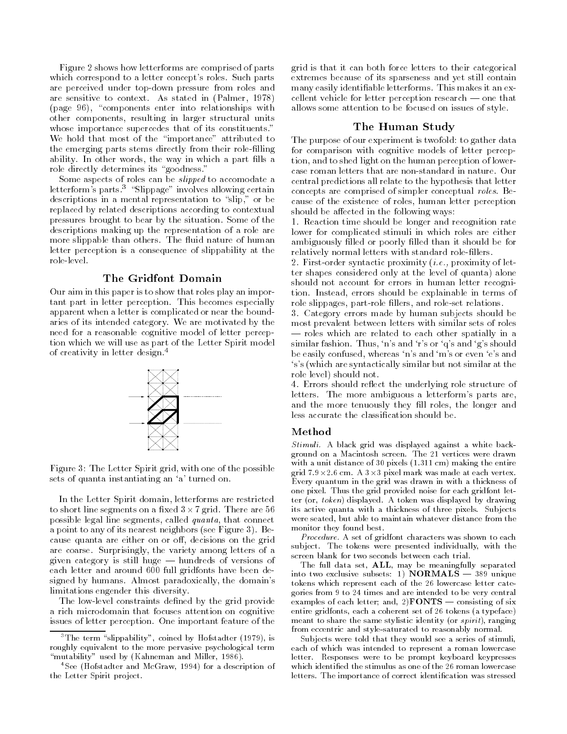Figure 2 shows how letterforms are comprised of parts which correspond to a letter concept's roles. Such parts are perceived under top-down pressure from roles and are sensitive to context. As stated in (Palmer, 1978) (page 96), "components enter into relationships with other components, resulting in larger structural units whose importance supercedes that of its constituents." We hold that most of the "importance" attributed to the emerging parts stems directly from their role-filling ability. In other words, the way in which a part fills a role directly determines its "goodness."

Some aspects of roles can be *slipped* to accomodate a letterform's parts.[3] "Slippage" involves allowing certain descriptions in a mental representation to "slip," or be replaced by related descriptions according to contextual pressures brought to bear by the situation. Some of the descriptions making up the representation of a role are more slippable than others. The fluid nature of human letter perception is a consequence of slippability at the role-level.

## The Gridfont Domain

Our aim in this paper is to show that roles play an important part in letter perception. This becomes especially apparent when a letter is complicated or near the boundaries of its intended category. We are motivated by the need for a reasonable cognitive model of letter perception which we will use as part of the Letter Spirit model of creativity in letter design.[4]

Figure 3: The Letter Spirit grid, with one of the possible sets of quanta instantiating an 'a' turned on.

In the Letter Spirit domain, letterforms are restricted to short line segments on a fixed $3 \times 7$ grid. There are 56 possible legal line segments, called *quanta*, that connect a point to any of its nearest neighbors (see Figure 3). Because quanta are either on or off, decisions on the grid are coarse. Surprisingly, the variety among letters of a given category is still huge — hundreds of versions of each letter and around 600 full gridfonts have been designed by humans. Almost paradoxically, the domain's limitations engender this diversity.

The low-level constraints defined by the grid provide a rich microdomain that focuses attention on cognitive issues of letter perception. One important feature of the grid is that it can both force letters to their categorical extremes because of its sparseness and yet still contain many easily identifiable letterforms. This makes it an excellent vehicle for letter perception research — one that allows some attention to be focused on issues of style.

## The Human Study

The purpose of our experiment is twofold: to gather data for comparison with cognitive models of letter perception, and to shed light on the human perception of lowercase roman letters that are non-standard in nature. Our central predictions all relate to the hypothesis that letter concepts are comprised of simpler conceptual *roles*. Because of the existence of roles, human letter perception should be affected in the following ways:

1. Reaction time should be longer and recognition rate lower for complicated stimuli in which roles are either ambiguously filled or poorly filled than it should be for relatively normal letters with standard role-fillers.
2. First-order syntactic proximity (*i.e.,* proximity of letter shapes considered only at the level of quanta) alone should not account for errors in human letter recognition. Instead, errors should be explainable in terms of role slippages, part-role fillers, and role-set relations.
3. Category errors made by human subjects should be most prevalent between letters with similar sets of roles — roles which are related to each other spatially in a similar fashion. Thus, 'n's and 'r's or 'q's and 'g's should be easily confused, whereas 'n's and 'm's or even 'e's and 's's (which are syntactically similar but not similar at the role level) should not.
4. Errors should reflect the underlying role structure of letters. The more ambiguous a letterform's parts are, and the more tenuously they fill roles, the longer and less accurate the classification should be.

### Method

*Stimuli.* A black grid was displayed against a white background on a Macintosh screen. The 21 vertices were drawn with a unit distance of 30 pixels (1.311 cm) making the entire grid $7.9 \times 2.6$ cm. A $3 \times 3$ pixel mark was made at each vertex. Every quantum in the grid was drawn in with a thickness of one pixel. Thus the grid provided noise for each gridfont letter (or, *token*) displayed. A token was displayed by drawing its active quanta with a thickness of three pixels. Subjects were seated, but able to maintain whatever distance from the monitor they found best.

*Procedure.* A set of gridfont characters was shown to each subject. The tokens were presented individually, with the screen blank for two seconds between each trial.

The full data set, **ALL**, may be meaningfully separated into two exclusive subsets: 1) **NORMALS** — 389 unique tokens which represent each of the 26 lowercase letter categories from 9 to 24 times and are intended to be very central examples of each letter; and, 2)**FONTS** — consisting of six entire gridfonts, each a coherent set of 26 tokens (a typeface) meant to share the same stylistic identity (or *spirit*), ranging from eccentric and style-saturated to reasonably normal.

Subjects were told that they would see a series of stimuli, each of which was intended to represent a roman lowercase letter. Responses were to be prompt keyboard keypresses which identified the stimulus as one of the 26 roman lowercase letters. The importance of correct identification was stressed

[3] The term "slippability", coined by Hofstadter (1979), is roughly equivalent to the more pervasive psychological term "mutability" used by (Kahneman and Miller, 1986).

[4] See (Hofstadter and McGraw, 1994) for a description of the Letter Spirit project.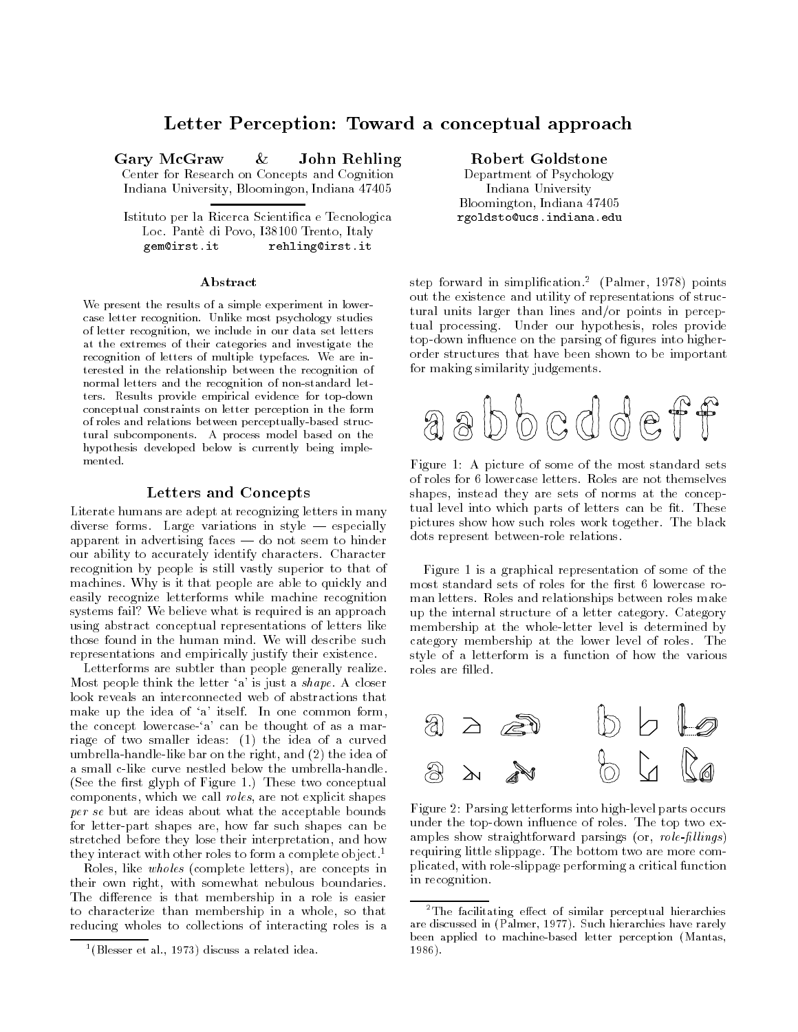# Letter Perception: Toward a conceptual approach

**Gary McGraw & John Rehling**
Center for Research on Concepts and Cognition
Indiana University, Bloomingon, Indiana 47405

Istituto per la Ricerca Scientifica e Tecnologica
Loc. Pantè di Povo, I38100 Trento, Italy
gem@irst.it rehling@irst.it

**Robert Goldstone**
Department of Psychology
Indiana University
Bloomington, Indiana 47405
rgoldsto@ucs.indiana.edu

### Abstract

We present the results of a simple experiment in lowercase letter recognition. Unlike most psychology studies of letter recognition, we include in our data set letters at the extremes of their categories and investigate the recognition of letters of multiple typefaces. We are interested in the relationship between the recognition of normal letters and the recognition of non-standard letters. Results provide empirical evidence for top-down conceptual constraints on letter perception in the form of roles and relations between perceptually-based structural subcomponents. A process model based on the hypothesis developed below is currently being implemented.

## Letters and Concepts

Literate humans are adept at recognizing letters in many diverse forms. Large variations in style — especially apparent in advertising faces — do not seem to hinder our ability to accurately identify characters. Character recognition by people is still vastly superior to that of machines. Why is it that people are able to quickly and easily recognize letterforms while machine recognition systems fail? We believe what is required is an approach using abstract conceptual representations of letters like those found in the human mind. We will describe such representations and empirically justify their existence.

Letterforms are subtler than people generally realize. Most people think the letter 'a' is just a *shape*. A closer look reveals an interconnected web of abstractions that make up the idea of 'a' itself. In one common form, the concept lowercase-'a' can be thought of as a marriage of two smaller ideas: (1) the idea of a curved umbrella-handle-like bar on the right, and (2) the idea of a small c-like curve nestled below the umbrella-handle. (See the first glyph of Figure 1.) These two conceptual components, which we call *roles*, are not explicit shapes *per se* but are ideas about what the acceptable bounds for letter-part shapes are, how far such shapes can be stretched before they lose their interpretation, and how they interact with other roles to form a complete object.[1]

Roles, like *wholes* (complete letters), are concepts in their own right, with somewhat nebulous boundaries. The difference is that membership in a role is easier to characterize than membership in a whole, so that reducing wholes to collections of interacting roles is a step forward in simplification.[2] (Palmer, 1978) points out the existence and utility of representations of structural units larger than lines and/or points in perceptual processing. Under our hypothesis, roles provide top-down influence on the parsing of figures into higher-order structures that have been shown to be important for making similarity judgements.

Figure 1: A picture of some of the most standard sets of roles for 6 lowercase letters. Roles are not themselves shapes, instead they are sets of norms at the conceptual level into which parts of letters can be fit. These pictures show how such roles work together. The black dots represent between-role relations.

Figure 1 is a graphical representation of some of the most standard sets of roles for the first 6 lowercase roman letters. Roles and relationships between roles make up the internal structure of a letter category. Category membership at the whole-letter level is determined by category membership at the lower level of roles. The style of a letterform is a function of how the various roles are filled.

Figure 2: Parsing letterforms into high-level parts occurs under the top-down influence of roles. The top two examples show straightforward parsings (or, *role-fillings*) requiring little slippage. The bottom two are more complicated, with role-slippage performing a critical function in recognition.

[1] (Blesser et al., 1973) discuss a related idea.

[2] The facilitating effect of similar perceptual hierarchies are discussed in (Palmer, 1977). Such hierarchies have rarely been applied to machine-based letter perception (Mantas, 1986).